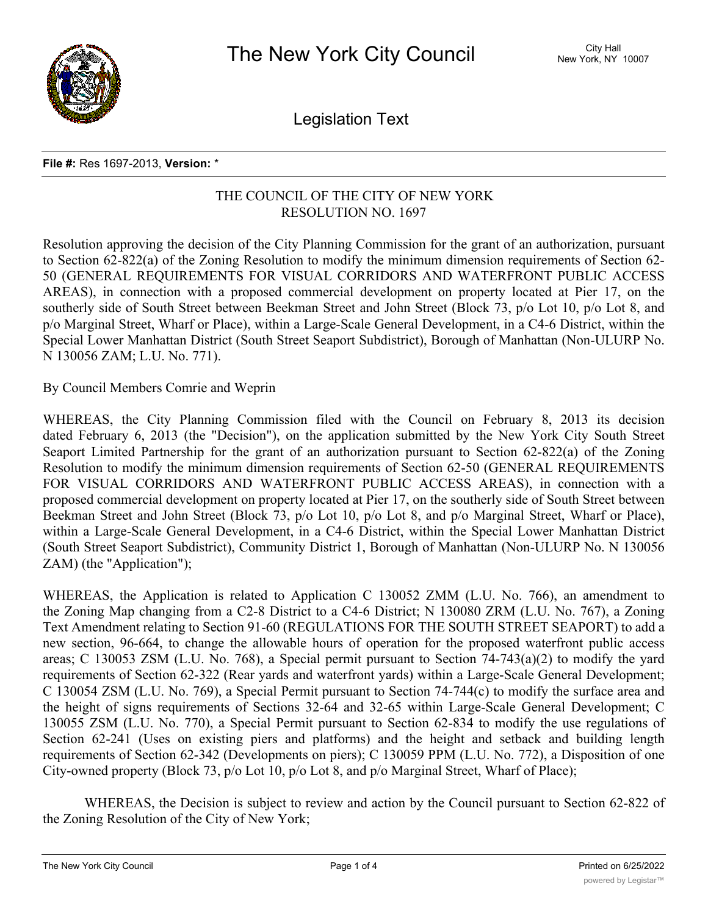# The New York City Council

City Hall
New York, NY 10007

## Legislation Text

**File #:** Res 1697-2013, **Version:** *

THE COUNCIL OF THE CITY OF NEW YORK
RESOLUTION NO. 1697

Resolution approving the decision of the City Planning Commission for the grant of an authorization, pursuant to Section 62-822(a) of the Zoning Resolution to modify the minimum dimension requirements of Section 62-50 (GENERAL REQUIREMENTS FOR VISUAL CORRIDORS AND WATERFRONT PUBLIC ACCESS AREAS), in connection with a proposed commercial development on property located at Pier 17, on the southerly side of South Street between Beekman Street and John Street (Block 73, p/o Lot 10, p/o Lot 8, and p/o Marginal Street, Wharf or Place), within a Large-Scale General Development, in a C4-6 District, within the Special Lower Manhattan District (South Street Seaport Subdistrict), Borough of Manhattan (Non-ULURP No. N 130056 ZAM; L.U. No. 771).

By Council Members Comrie and Weprin

WHEREAS, the City Planning Commission filed with the Council on February 8, 2013 its decision dated February 6, 2013 (the "Decision"), on the application submitted by the New York City South Street Seaport Limited Partnership for the grant of an authorization pursuant to Section 62-822(a) of the Zoning Resolution to modify the minimum dimension requirements of Section 62-50 (GENERAL REQUIREMENTS FOR VISUAL CORRIDORS AND WATERFRONT PUBLIC ACCESS AREAS), in connection with a proposed commercial development on property located at Pier 17, on the southerly side of South Street between Beekman Street and John Street (Block 73, p/o Lot 10, p/o Lot 8, and p/o Marginal Street, Wharf or Place), within a Large-Scale General Development, in a C4-6 District, within the Special Lower Manhattan District (South Street Seaport Subdistrict), Community District 1, Borough of Manhattan (Non-ULURP No. N 130056 ZAM) (the "Application");

WHEREAS, the Application is related to Application C 130052 ZMM (L.U. No. 766), an amendment to the Zoning Map changing from a C2-8 District to a C4-6 District; N 130080 ZRM (L.U. No. 767), a Zoning Text Amendment relating to Section 91-60 (REGULATIONS FOR THE SOUTH STREET SEAPORT) to add a new section, 96-664, to change the allowable hours of operation for the proposed waterfront public access areas; C 130053 ZSM (L.U. No. 768), a Special permit pursuant to Section 74-743(a)(2) to modify the yard requirements of Section 62-322 (Rear yards and waterfront yards) within a Large-Scale General Development; C 130054 ZSM (L.U. No. 769), a Special Permit pursuant to Section 74-744(c) to modify the surface area and the height of signs requirements of Sections 32-64 and 32-65 within Large-Scale General Development; C 130055 ZSM (L.U. No. 770), a Special Permit pursuant to Section 62-834 to modify the use regulations of Section 62-241 (Uses on existing piers and platforms) and the height and setback and building length requirements of Section 62-342 (Developments on piers); C 130059 PPM (L.U. No. 772), a Disposition of one City-owned property (Block 73, p/o Lot 10, p/o Lot 8, and p/o Marginal Street, Wharf of Place);

WHEREAS, the Decision is subject to review and action by the Council pursuant to Section 62-822 of the Zoning Resolution of the City of New York;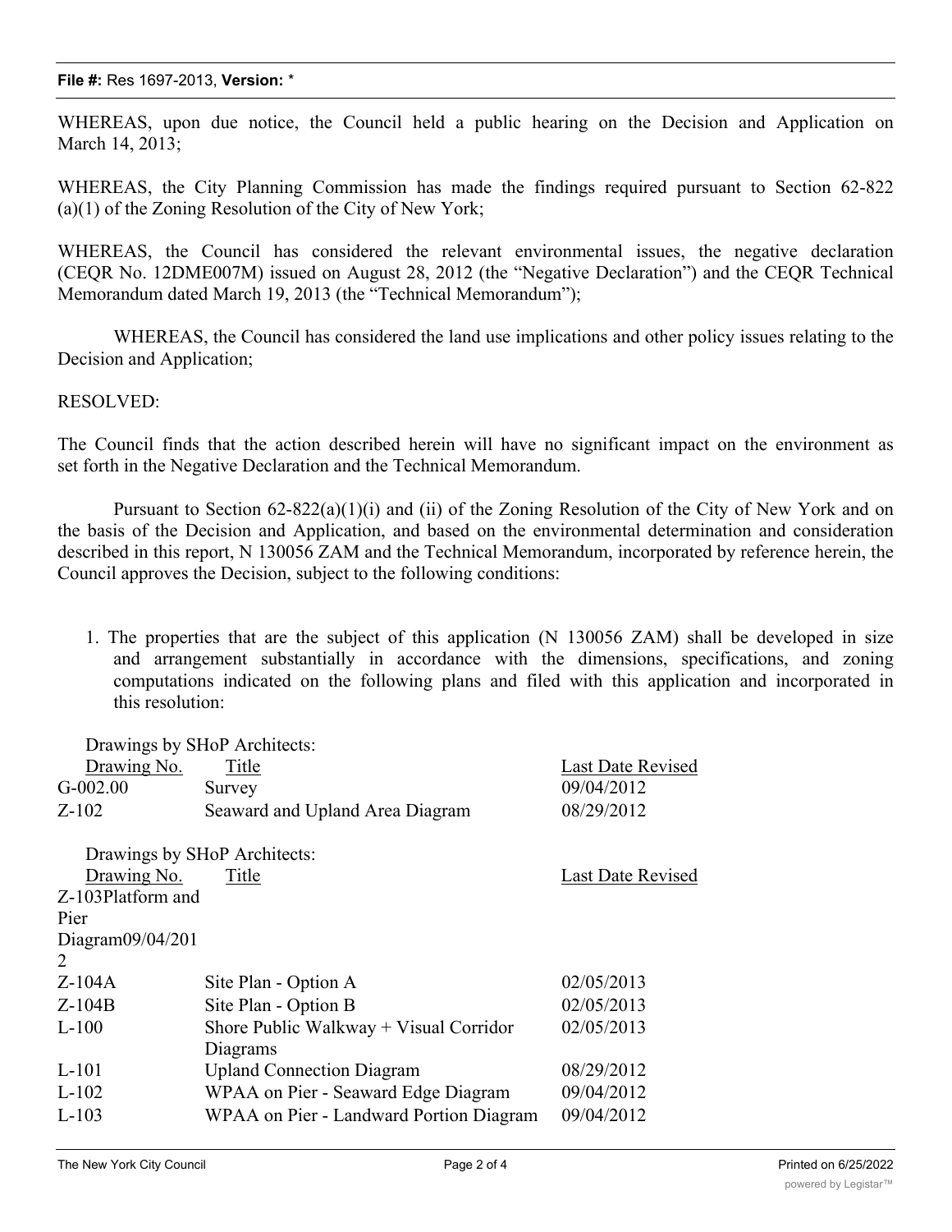WHEREAS, upon due notice, the Council held a public hearing on the Decision and Application on March 14, 2013;

WHEREAS, the City Planning Commission has made the findings required pursuant to Section 62-822 (a)(1) of the Zoning Resolution of the City of New York;

WHEREAS, the Council has considered the relevant environmental issues, the negative declaration (CEQR No. 12DME007M) issued on August 28, 2012 (the "Negative Declaration") and the CEQR Technical Memorandum dated March 19, 2013 (the "Technical Memorandum");

WHEREAS, the Council has considered the land use implications and other policy issues relating to the Decision and Application;

RESOLVED:

The Council finds that the action described herein will have no significant impact on the environment as set forth in the Negative Declaration and the Technical Memorandum.

Pursuant to Section 62-822(a)(1)(i) and (ii) of the Zoning Resolution of the City of New York and on the basis of the Decision and Application, and based on the environmental determination and consideration described in this report, N 130056 ZAM and the Technical Memorandum, incorporated by reference herein, the Council approves the Decision, subject to the following conditions:

1. The properties that are the subject of this application (N 130056 ZAM) shall be developed in size and arrangement substantially in accordance with the dimensions, specifications, and zoning computations indicated on the following plans and filed with this application and incorporated in this resolution:

Drawings by SHoP Architects:

| Drawing No. | Title | Last Date Revised |
|---|---|---|
| G-002.00 | Survey | 09/04/2012 |
| Z-102 | Seaward and Upland Area Diagram | 08/29/2012 |

Drawings by SHoP Architects:

| Drawing No. | Title | Last Date Revised |
|---|---|---|
| Z-103 | Platform and Pier Diagram | 09/04/2012 |
| Z-104A | Site Plan - Option A | 02/05/2013 |
| Z-104B | Site Plan - Option B | 02/05/2013 |
| L-100 | Shore Public Walkway + Visual Corridor Diagrams | 02/05/2013 |
| L-101 | Upland Connection Diagram | 08/29/2012 |
| L-102 | WPAA on Pier - Seaward Edge Diagram | 09/04/2012 |
| L-103 | WPAA on Pier - Landward Portion Diagram | 09/04/2012 |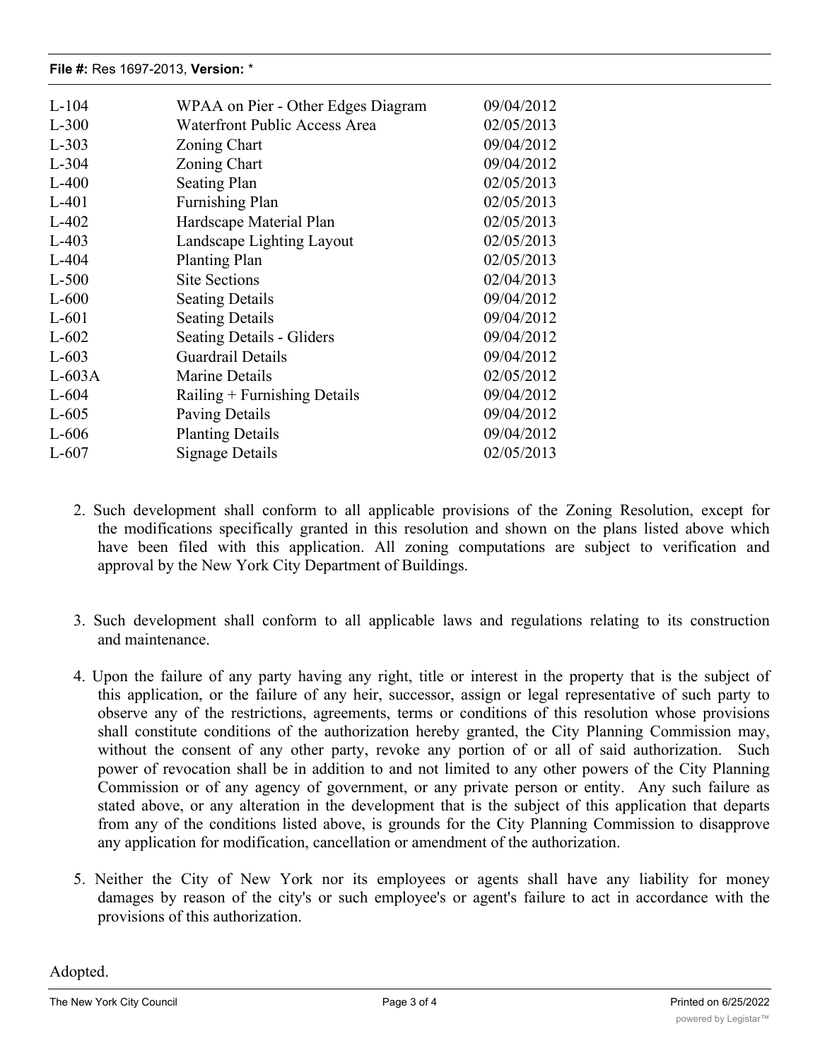| | | |
|---|---|---|
| L-104 | WPAA on Pier - Other Edges Diagram | 09/04/2012 |
| L-300 | Waterfront Public Access Area | 02/05/2013 |
| L-303 | Zoning Chart | 09/04/2012 |
| L-304 | Zoning Chart | 09/04/2012 |
| L-400 | Seating Plan | 02/05/2013 |
| L-401 | Furnishing Plan | 02/05/2013 |
| L-402 | Hardscape Material Plan | 02/05/2013 |
| L-403 | Landscape Lighting Layout | 02/05/2013 |
| L-404 | Planting Plan | 02/05/2013 |
| L-500 | Site Sections | 02/04/2013 |
| L-600 | Seating Details | 09/04/2012 |
| L-601 | Seating Details | 09/04/2012 |
| L-602 | Seating Details - Gliders | 09/04/2012 |
| L-603 | Guardrail Details | 09/04/2012 |
| L-603A | Marine Details | 02/05/2012 |
| L-604 | Railing + Furnishing Details | 09/04/2012 |
| L-605 | Paving Details | 09/04/2012 |
| L-606 | Planting Details | 09/04/2012 |
| L-607 | Signage Details | 02/05/2013 |

2. Such development shall conform to all applicable provisions of the Zoning Resolution, except for the modifications specifically granted in this resolution and shown on the plans listed above which have been filed with this application. All zoning computations are subject to verification and approval by the New York City Department of Buildings.

3. Such development shall conform to all applicable laws and regulations relating to its construction and maintenance.

4. Upon the failure of any party having any right, title or interest in the property that is the subject of this application, or the failure of any heir, successor, assign or legal representative of such party to observe any of the restrictions, agreements, terms or conditions of this resolution whose provisions shall constitute conditions of the authorization hereby granted, the City Planning Commission may, without the consent of any other party, revoke any portion of or all of said authorization. Such power of revocation shall be in addition to and not limited to any other powers of the City Planning Commission or of any agency of government, or any private person or entity. Any such failure as stated above, or any alteration in the development that is the subject of this application that departs from any of the conditions listed above, is grounds for the City Planning Commission to disapprove any application for modification, cancellation or amendment of the authorization.

5. Neither the City of New York nor its employees or agents shall have any liability for money damages by reason of the city's or such employee's or agent's failure to act in accordance with the provisions of this authorization.

Adopted.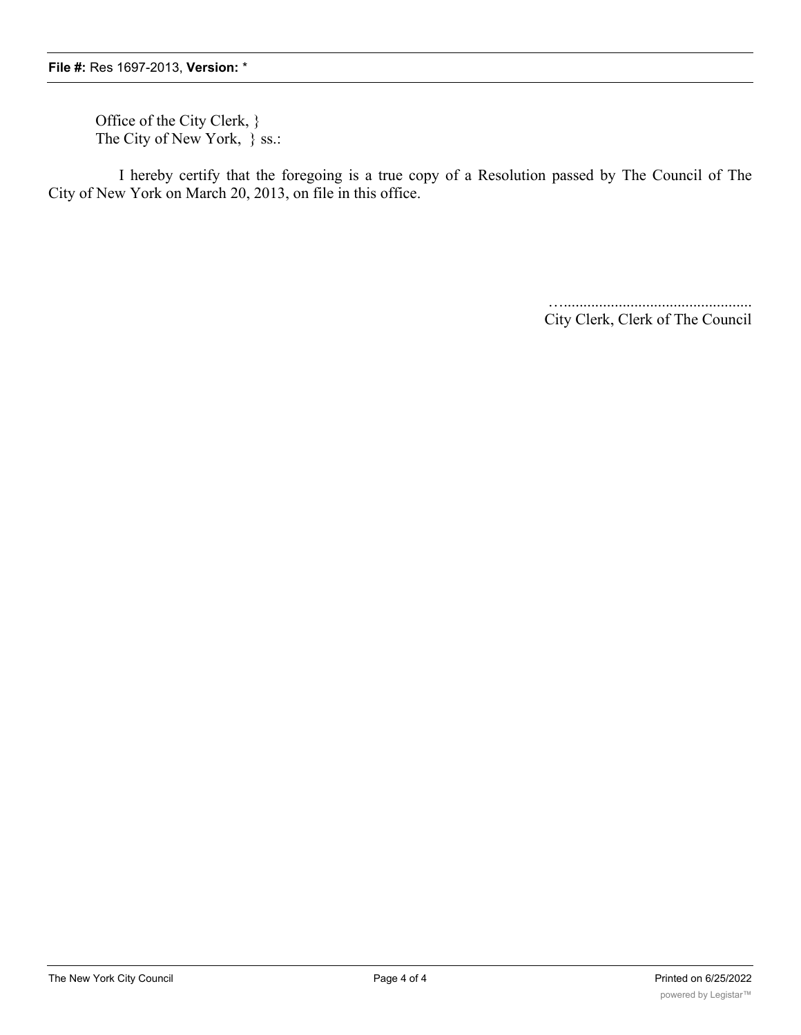Office of the City Clerk, }
The City of New York, } ss.:

I hereby certify that the foregoing is a true copy of a Resolution passed by The Council of The City of New York on March 20, 2013, on file in this office.

…..............................................
City Clerk, Clerk of The Council